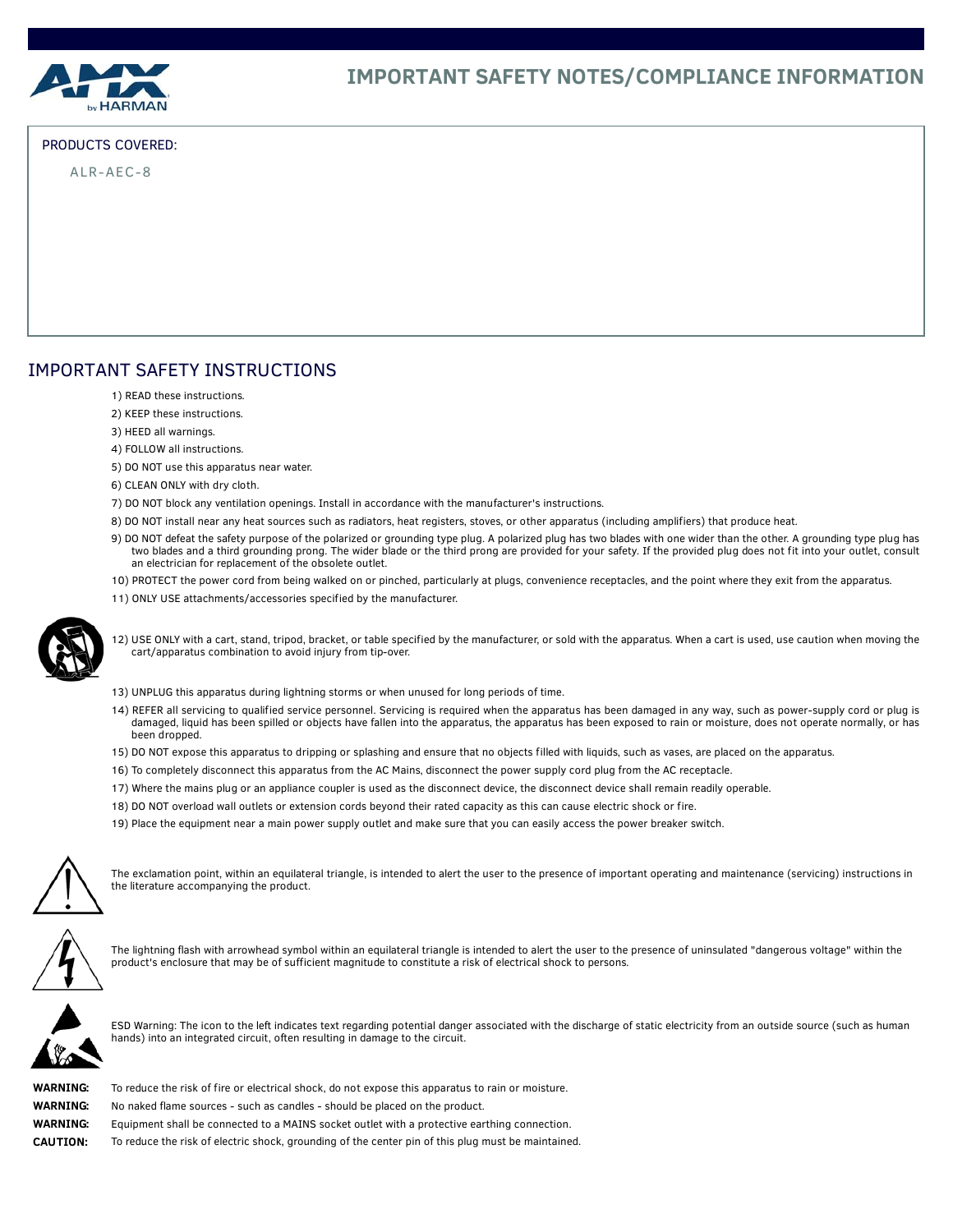# IMPORTANT SAFETY NOTES/COMPLIANCE INFORMATION

PRODUCTS COVERED:

ALR-AEC-8

## IMPORTANT SAFETY INSTRUCTIONS

1) READ these instructions.
2) KEEP these instructions.
3) HEED all warnings.
4) FOLLOW all instructions.
5) DO NOT use this apparatus near water.
6) CLEAN ONLY with dry cloth.
7) DO NOT block any ventilation openings. Install in accordance with the manufacturer's instructions.
8) DO NOT install near any heat sources such as radiators, heat registers, stoves, or other apparatus (including amplifiers) that produce heat.
9) DO NOT defeat the safety purpose of the polarized or grounding type plug. A polarized plug has two blades with one wider than the other. A grounding type plug has two blades and a third grounding prong. The wider blade or the third prong are provided for your safety. If the provided plug does not fit into your outlet, consult an electrician for replacement of the obsolete outlet.
10) PROTECT the power cord from being walked on or pinched, particularly at plugs, convenience receptacles, and the point where they exit from the apparatus.
11) ONLY USE attachments/accessories specified by the manufacturer.
12) USE ONLY with a cart, stand, tripod, bracket, or table specified by the manufacturer, or sold with the apparatus. When a cart is used, use caution when moving the cart/apparatus combination to avoid injury from tip-over.
13) UNPLUG this apparatus during lightning storms or when unused for long periods of time.
14) REFER all servicing to qualified service personnel. Servicing is required when the apparatus has been damaged in any way, such as power-supply cord or plug is damaged, liquid has been spilled or objects have fallen into the apparatus, the apparatus has been exposed to rain or moisture, does not operate normally, or has been dropped.
15) DO NOT expose this apparatus to dripping or splashing and ensure that no objects filled with liquids, such as vases, are placed on the apparatus.
16) To completely disconnect this apparatus from the AC Mains, disconnect the power supply cord plug from the AC receptacle.
17) Where the mains plug or an appliance coupler is used as the disconnect device, the disconnect device shall remain readily operable.
18) DO NOT overload wall outlets or extension cords beyond their rated capacity as this can cause electric shock or fire.
19) Place the equipment near a main power supply outlet and make sure that you can easily access the power breaker switch.

The exclamation point, within an equilateral triangle, is intended to alert the user to the presence of important operating and maintenance (servicing) instructions in the literature accompanying the product.

The lightning flash with arrowhead symbol within an equilateral triangle is intended to alert the user to the presence of uninsulated "dangerous voltage" within the product's enclosure that may be of sufficient magnitude to constitute a risk of electrical shock to persons.

ESD Warning: The icon to the left indicates text regarding potential danger associated with the discharge of static electricity from an outside source (such as human hands) into an integrated circuit, often resulting in damage to the circuit.

**WARNING:** To reduce the risk of fire or electrical shock, do not expose this apparatus to rain or moisture.

**WARNING:** No naked flame sources - such as candles - should be placed on the product.

**WARNING:** Equipment shall be connected to a MAINS socket outlet with a protective earthing connection.

**CAUTION:** To reduce the risk of electric shock, grounding of the center pin of this plug must be maintained.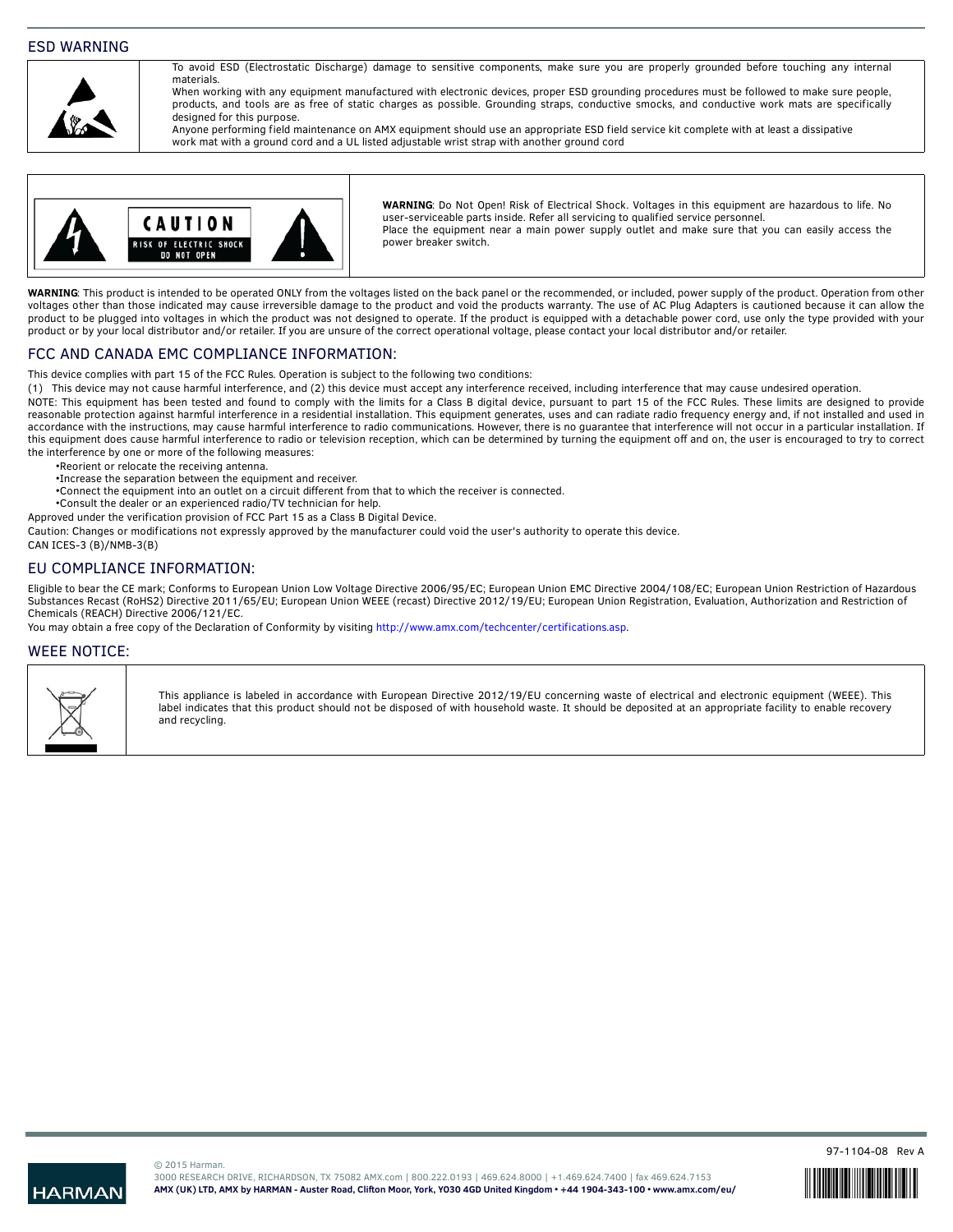## ESD WARNING

To avoid ESD (Electrostatic Discharge) damage to sensitive components, make sure you are properly grounded before touching any internal materials.
When working with any equipment manufactured with electronic devices, proper ESD grounding procedures must be followed to make sure people, products, and tools are as free of static charges as possible. Grounding straps, conductive smocks, and conductive work mats are specifically designed for this purpose.
Anyone performing field maintenance on AMX equipment should use an appropriate ESD field service kit complete with at least a dissipative work mat with a ground cord and a UL listed adjustable wrist strap with another ground cord

CAUTION
RISK OF ELECTRIC SHOCK
DO NOT OPEN

**WARNING**: Do Not Open! Risk of Electrical Shock. Voltages in this equipment are hazardous to life. No user-serviceable parts inside. Refer all servicing to qualified service personnel.
Place the equipment near a main power supply outlet and make sure that you can easily access the power breaker switch.

**WARNING**: This product is intended to be operated ONLY from the voltages listed on the back panel or the recommended, or included, power supply of the product. Operation from other voltages other than those indicated may cause irreversible damage to the product and void the products warranty. The use of AC Plug Adapters is cautioned because it can allow the product to be plugged into voltages in which the product was not designed to operate. If the product is equipped with a detachable power cord, use only the type provided with your product or by your local distributor and/or retailer. If you are unsure of the correct operational voltage, please contact your local distributor and/or retailer.

## FCC AND CANADA EMC COMPLIANCE INFORMATION:

This device complies with part 15 of the FCC Rules. Operation is subject to the following two conditions:

(1) This device may not cause harmful interference, and (2) this device must accept any interference received, including interference that may cause undesired operation.

NOTE: This equipment has been tested and found to comply with the limits for a Class B digital device, pursuant to part 15 of the FCC Rules. These limits are designed to provide reasonable protection against harmful interference in a residential installation. This equipment generates, uses and can radiate radio frequency energy and, if not installed and used in accordance with the instructions, may cause harmful interference to radio communications. However, there is no guarantee that interference will not occur in a particular installation. If this equipment does cause harmful interference to radio or television reception, which can be determined by turning the equipment off and on, the user is encouraged to try to correct the interference by one or more of the following measures:

- Reorient or relocate the receiving antenna.
- Increase the separation between the equipment and receiver.
- Connect the equipment into an outlet on a circuit different from that to which the receiver is connected.
- Consult the dealer or an experienced radio/TV technician for help.

Approved under the verification provision of FCC Part 15 as a Class B Digital Device.

Caution: Changes or modifications not expressly approved by the manufacturer could void the user's authority to operate this device.

CAN ICES-3 (B)/NMB-3(B)

## EU COMPLIANCE INFORMATION:

Eligible to bear the CE mark; Conforms to European Union Low Voltage Directive 2006/95/EC; European Union EMC Directive 2004/108/EC; European Union Restriction of Hazardous Substances Recast (RoHS2) Directive 2011/65/EU; European Union WEEE (recast) Directive 2012/19/EU; European Union Registration, Evaluation, Authorization and Restriction of Chemicals (REACH) Directive 2006/121/EC.

You may obtain a free copy of the Declaration of Conformity by visiting http://www.amx.com/techcenter/certifications.asp.

## WEEE NOTICE:

This appliance is labeled in accordance with European Directive 2012/19/EU concerning waste of electrical and electronic equipment (WEEE). This label indicates that this product should not be disposed of with household waste. It should be deposited at an appropriate facility to enable recovery and recycling.

97-1104-08 Rev A

HARMAN

© 2015 Harman.
3000 RESEARCH DRIVE, RICHARDSON, TX 75082 AMX.com | 800.222.0193 | 469.624.8000 | +1.469.624.7400 | fax 469.624.7153
**AMX (UK) LTD, AMX by HARMAN - Auster Road, Clifton Moor, York, YO30 4GD United Kingdom • +44 1904-343-100 • www.amx.com/eu/**